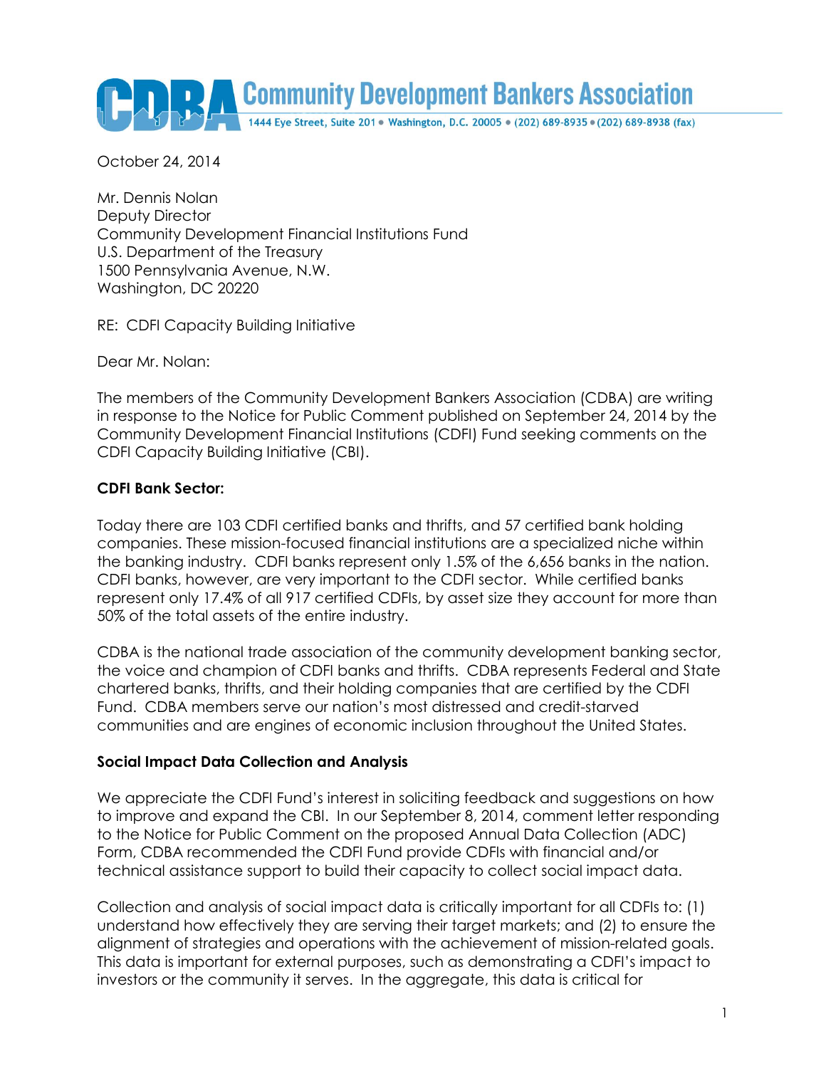# Community Development Bankers Association

1444 Eye Street, Suite 201 • Washington, D.C. 20005 • (202) 689-8935 • (202) 689-8938 (fax)

October 24, 2014

Mr. Dennis Nolan
Deputy Director
Community Development Financial Institutions Fund
U.S. Department of the Treasury
1500 Pennsylvania Avenue, N.W.
Washington, DC 20220

RE: CDFI Capacity Building Initiative

Dear Mr. Nolan:

The members of the Community Development Bankers Association (CDBA) are writing in response to the Notice for Public Comment published on September 24, 2014 by the Community Development Financial Institutions (CDFI) Fund seeking comments on the CDFI Capacity Building Initiative (CBI).

**CDFI Bank Sector:**

Today there are 103 CDFI certified banks and thrifts, and 57 certified bank holding companies. These mission-focused financial institutions are a specialized niche within the banking industry. CDFI banks represent only 1.5% of the 6,656 banks in the nation. CDFI banks, however, are very important to the CDFI sector. While certified banks represent only 17.4% of all 917 certified CDFIs, by asset size they account for more than 50% of the total assets of the entire industry.

CDBA is the national trade association of the community development banking sector, the voice and champion of CDFI banks and thrifts. CDBA represents Federal and State chartered banks, thrifts, and their holding companies that are certified by the CDFI Fund. CDBA members serve our nation's most distressed and credit-starved communities and are engines of economic inclusion throughout the United States.

**Social Impact Data Collection and Analysis**

We appreciate the CDFI Fund's interest in soliciting feedback and suggestions on how to improve and expand the CBI. In our September 8, 2014, comment letter responding to the Notice for Public Comment on the proposed Annual Data Collection (ADC) Form, CDBA recommended the CDFI Fund provide CDFIs with financial and/or technical assistance support to build their capacity to collect social impact data.

Collection and analysis of social impact data is critically important for all CDFIs to: (1) understand how effectively they are serving their target markets; and (2) to ensure the alignment of strategies and operations with the achievement of mission-related goals. This data is important for external purposes, such as demonstrating a CDFI's impact to investors or the community it serves. In the aggregate, this data is critical for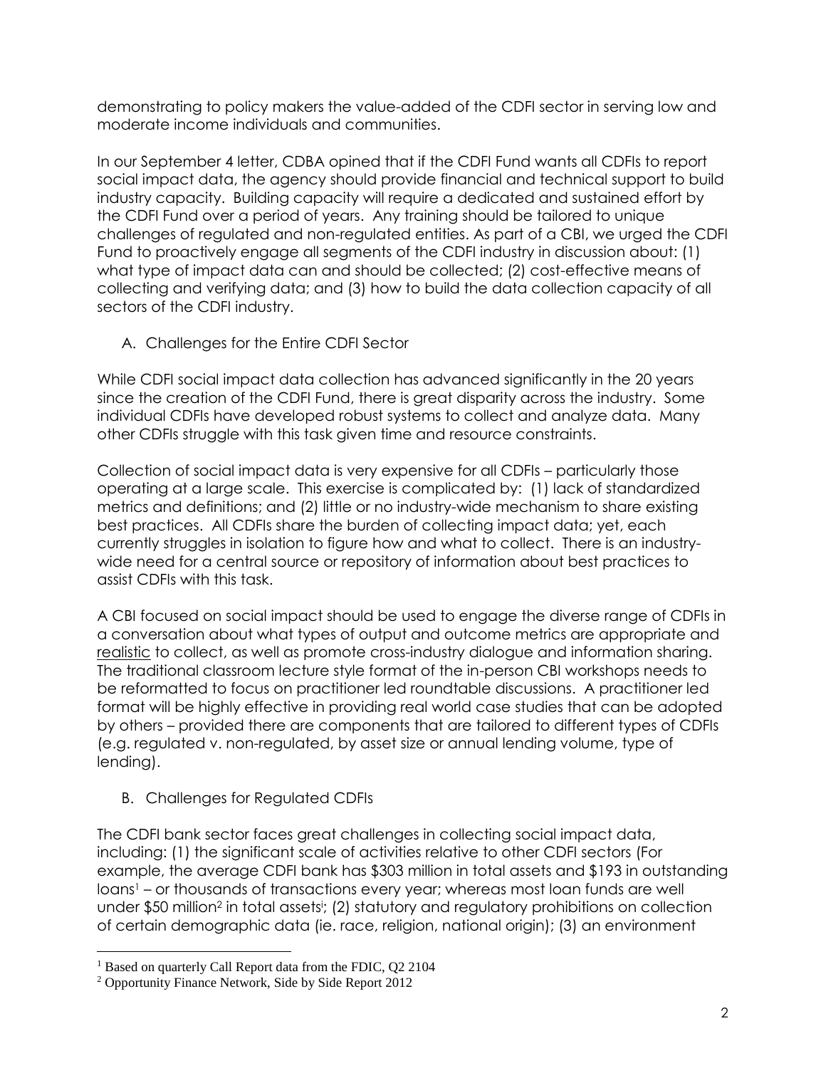demonstrating to policy makers the value-added of the CDFI sector in serving low and moderate income individuals and communities.

In our September 4 letter, CDBA opined that if the CDFI Fund wants all CDFIs to report social impact data, the agency should provide financial and technical support to build industry capacity. Building capacity will require a dedicated and sustained effort by the CDFI Fund over a period of years. Any training should be tailored to unique challenges of regulated and non-regulated entities. As part of a CBI, we urged the CDFI Fund to proactively engage all segments of the CDFI industry in discussion about: (1) what type of impact data can and should be collected; (2) cost-effective means of collecting and verifying data; and (3) how to build the data collection capacity of all sectors of the CDFI industry.

A. Challenges for the Entire CDFI Sector

While CDFI social impact data collection has advanced significantly in the 20 years since the creation of the CDFI Fund, there is great disparity across the industry. Some individual CDFIs have developed robust systems to collect and analyze data. Many other CDFIs struggle with this task given time and resource constraints.

Collection of social impact data is very expensive for all CDFIs – particularly those operating at a large scale. This exercise is complicated by: (1) lack of standardized metrics and definitions; and (2) little or no industry-wide mechanism to share existing best practices. All CDFIs share the burden of collecting impact data; yet, each currently struggles in isolation to figure how and what to collect. There is an industry-wide need for a central source or repository of information about best practices to assist CDFIs with this task.

A CBI focused on social impact should be used to engage the diverse range of CDFIs in a conversation about what types of output and outcome metrics are appropriate and <u>realistic</u> to collect, as well as promote cross-industry dialogue and information sharing. The traditional classroom lecture style format of the in-person CBI workshops needs to be reformatted to focus on practitioner led roundtable discussions. A practitioner led format will be highly effective in providing real world case studies that can be adopted by others – provided there are components that are tailored to different types of CDFIs (e.g. regulated v. non-regulated, by asset size or annual lending volume, type of lending).

B. Challenges for Regulated CDFIs

The CDFI bank sector faces great challenges in collecting social impact data, including: (1) the significant scale of activities relative to other CDFI sectors (For example, the average CDFI bank has $303 million in total assets and $193 in outstanding loans[1] – or thousands of transactions every year; whereas most loan funds are well under $50 million[2] in total assets[i]; (2) statutory and regulatory prohibitions on collection of certain demographic data (ie. race, religion, national origin); (3) an environment

[1] Based on quarterly Call Report data from the FDIC, Q2 2104

[2] Opportunity Finance Network, Side by Side Report 2012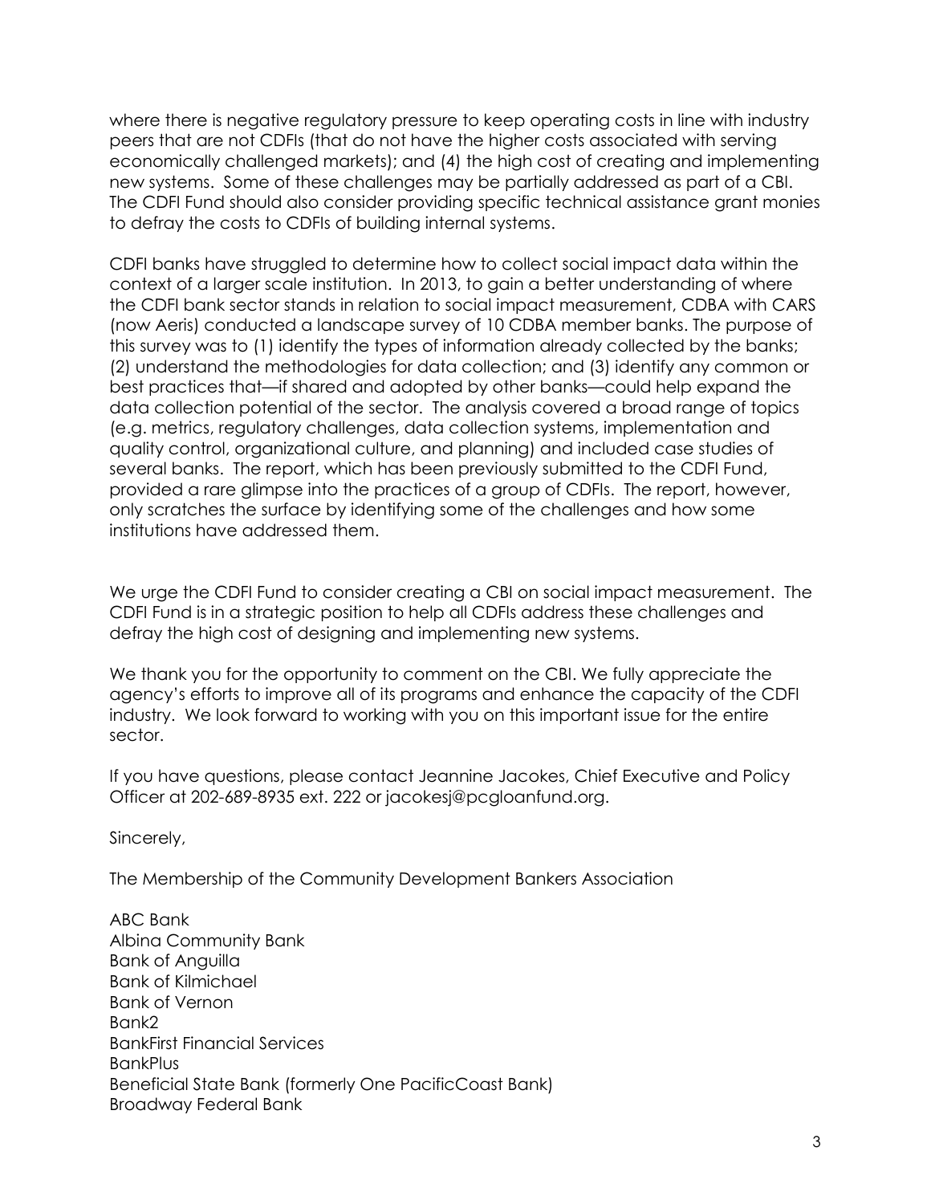where there is negative regulatory pressure to keep operating costs in line with industry peers that are not CDFIs (that do not have the higher costs associated with serving economically challenged markets); and (4) the high cost of creating and implementing new systems. Some of these challenges may be partially addressed as part of a CBI. The CDFI Fund should also consider providing specific technical assistance grant monies to defray the costs to CDFIs of building internal systems.

CDFI banks have struggled to determine how to collect social impact data within the context of a larger scale institution. In 2013, to gain a better understanding of where the CDFI bank sector stands in relation to social impact measurement, CDBA with CARS (now Aeris) conducted a landscape survey of 10 CDBA member banks. The purpose of this survey was to (1) identify the types of information already collected by the banks; (2) understand the methodologies for data collection; and (3) identify any common or best practices that—if shared and adopted by other banks—could help expand the data collection potential of the sector. The analysis covered a broad range of topics (e.g. metrics, regulatory challenges, data collection systems, implementation and quality control, organizational culture, and planning) and included case studies of several banks. The report, which has been previously submitted to the CDFI Fund, provided a rare glimpse into the practices of a group of CDFIs. The report, however, only scratches the surface by identifying some of the challenges and how some institutions have addressed them.

We urge the CDFI Fund to consider creating a CBI on social impact measurement. The CDFI Fund is in a strategic position to help all CDFIs address these challenges and defray the high cost of designing and implementing new systems.

We thank you for the opportunity to comment on the CBI. We fully appreciate the agency's efforts to improve all of its programs and enhance the capacity of the CDFI industry. We look forward to working with you on this important issue for the entire sector.

If you have questions, please contact Jeannine Jacokes, Chief Executive and Policy Officer at 202-689-8935 ext. 222 or jacokesj@pcgloanfund.org.

Sincerely,

The Membership of the Community Development Bankers Association

ABC Bank
Albina Community Bank
Bank of Anguilla
Bank of Kilmichael
Bank of Vernon
Bank2
BankFirst Financial Services
BankPlus
Beneficial State Bank (formerly One PacificCoast Bank)
Broadway Federal Bank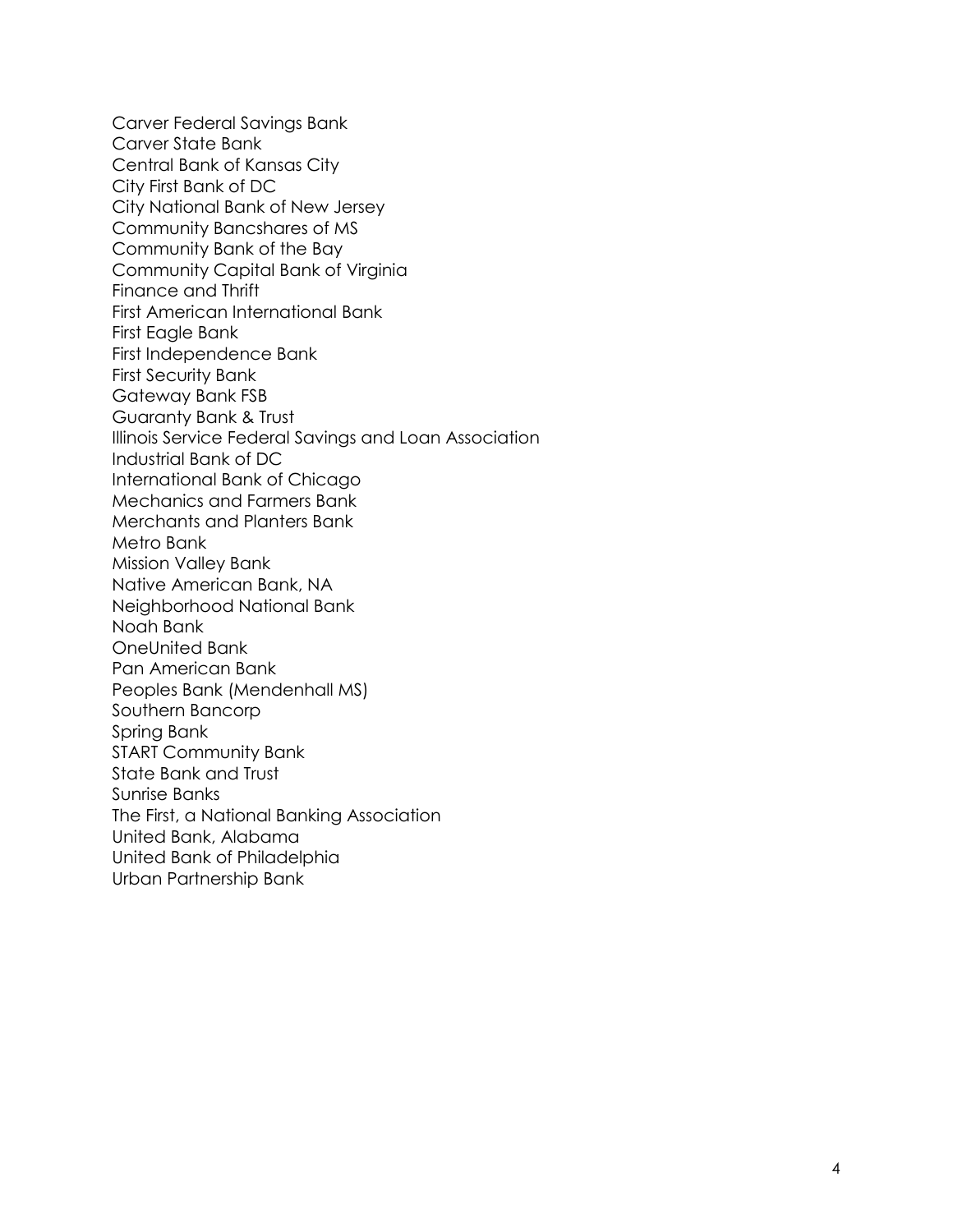Carver Federal Savings Bank
Carver State Bank
Central Bank of Kansas City
City First Bank of DC
City National Bank of New Jersey
Community Bancshares of MS
Community Bank of the Bay
Community Capital Bank of Virginia
Finance and Thrift
First American International Bank
First Eagle Bank
First Independence Bank
First Security Bank
Gateway Bank FSB
Guaranty Bank & Trust
Illinois Service Federal Savings and Loan Association
Industrial Bank of DC
International Bank of Chicago
Mechanics and Farmers Bank
Merchants and Planters Bank
Metro Bank
Mission Valley Bank
Native American Bank, NA
Neighborhood National Bank
Noah Bank
OneUnited Bank
Pan American Bank
Peoples Bank (Mendenhall MS)
Southern Bancorp
Spring Bank
START Community Bank
State Bank and Trust
Sunrise Banks
The First, a National Banking Association
United Bank, Alabama
United Bank of Philadelphia
Urban Partnership Bank